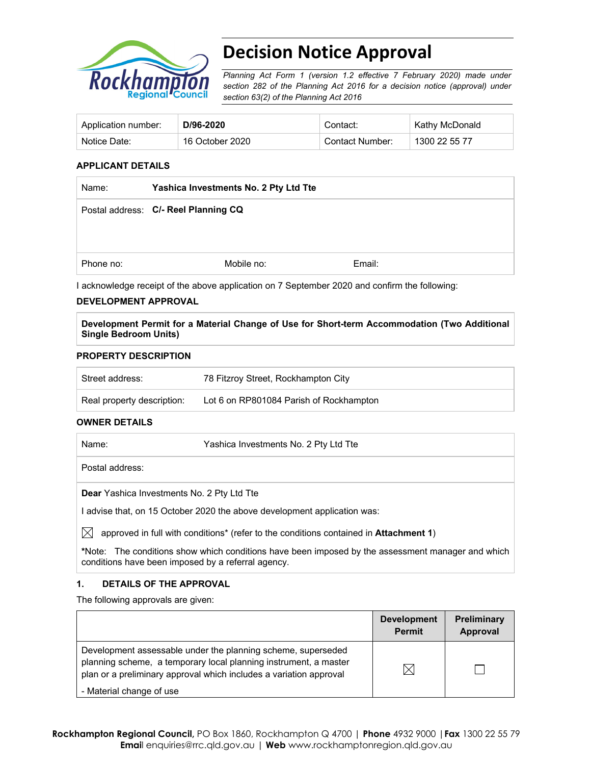# Decision Notice Approval

*Planning Act Form 1 (version 1.2 effective 7 February 2020) made under section 282 of the Planning Act 2016 for a decision notice (approval) under section 63(2) of the Planning Act 2016*

| Application number: | **D/96-2020** | Contact: | Kathy McDonald |
|---|---|---|---|
| Notice Date: | 16 October 2020 | Contact Number: | 1300 22 55 77 |

**APPLICANT DETAILS**

| Name: | **Yashica Investments No. 2 Pty Ltd Tte** | |
|---|---|---|
| Postal address: | **C/- Reel Planning CQ** | |
| Phone no: | Mobile no: | Email: |

I acknowledge receipt of the above application on 7 September 2020 and confirm the following:

**DEVELOPMENT APPROVAL**

**Development Permit for a Material Change of Use for Short-term Accommodation (Two Additional Single Bedroom Units)**

**PROPERTY DESCRIPTION**

| Street address: | 78 Fitzroy Street, Rockhampton City |
|---|---|
| Real property description: | Lot 6 on RP801084 Parish of Rockhampton |

**OWNER DETAILS**

| Name: | Yashica Investments No. 2 Pty Ltd Tte |
|---|---|
| Postal address: | |

**Dear** Yashica Investments No. 2 Pty Ltd Tte

I advise that, on 15 October 2020 the above development application was:

☒ approved in full with conditions* (refer to the conditions contained in **Attachment 1**)

***Note:** The conditions show which conditions have been imposed by the assessment manager and which conditions have been imposed by a referral agency.

**1. DETAILS OF THE APPROVAL**

The following approvals are given:

| | **Development Permit** | **Preliminary Approval** |
|---|---|---|
| Development assessable under the planning scheme, superseded planning scheme, a temporary local planning instrument, a master plan or a preliminary approval which includes a variation approval<br>- Material change of use | ☒ | ☐ |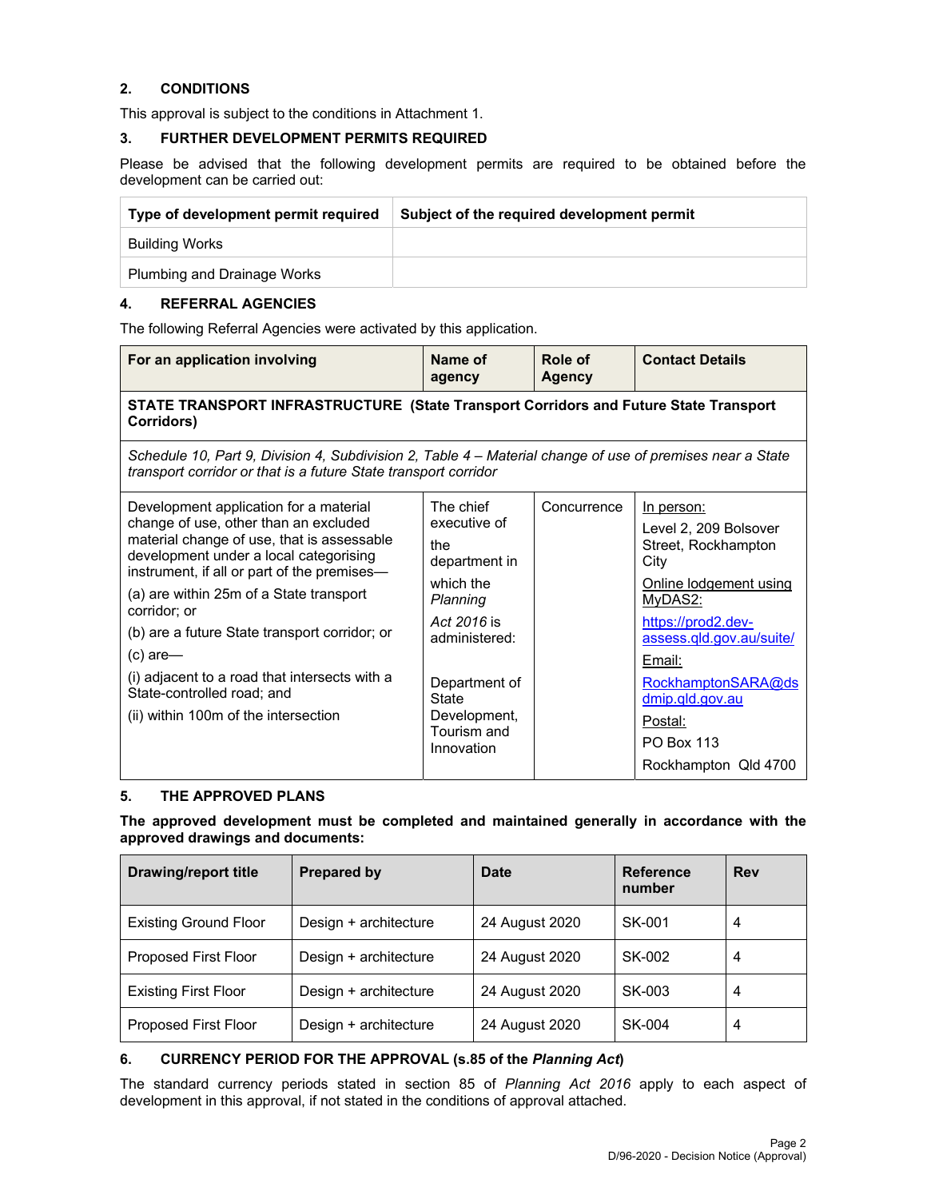## 2. CONDITIONS

This approval is subject to the conditions in Attachment 1.

## 3. FURTHER DEVELOPMENT PERMITS REQUIRED

Please be advised that the following development permits are required to be obtained before the development can be carried out:

| Type of development permit required | Subject of the required development permit |
|---|---|
| Building Works | |
| Plumbing and Drainage Works | |

## 4. REFERRAL AGENCIES

The following Referral Agencies were activated by this application.

| For an application involving | Name of agency | Role of Agency | Contact Details |
|---|---|---|---|
| **STATE TRANSPORT INFRASTRUCTURE (State Transport Corridors and Future State Transport Corridors)** | | | |
| *Schedule 10, Part 9, Division 4, Subdivision 2, Table 4 – Material change of use of premises near a State transport corridor or that is a future State transport corridor* | | | |
| Development application for a material change of use, other than an excluded material change of use, that is assessable development under a local categorising instrument, if all or part of the premises—<br>(a) are within 25m of a State transport corridor; or<br>(b) are a future State transport corridor; or<br>(c) are—<br>(i) adjacent to a road that intersects with a State-controlled road; and<br>(ii) within 100m of the intersection | The chief executive of the department in which the *Planning Act 2016* is administered:<br><br>Department of State Development, Tourism and Innovation | Concurrence | In person:<br>Level 2, 209 Bolsover Street, Rockhampton City<br>Online lodgement using MyDAS2:<br>https://prod2.dev-assess.qld.gov.au/suite/<br>Email:<br>RockhamptonSARA@dsdmip.qld.gov.au<br>Postal:<br>PO Box 113<br>Rockhampton Qld 4700 |

## 5. THE APPROVED PLANS

**The approved development must be completed and maintained generally in accordance with the approved drawings and documents:**

| Drawing/report title | Prepared by | Date | Reference number | Rev |
|---|---|---|---|---|
| Existing Ground Floor | Design + architecture | 24 August 2020 | SK-001 | 4 |
| Proposed First Floor | Design + architecture | 24 August 2020 | SK-002 | 4 |
| Existing First Floor | Design + architecture | 24 August 2020 | SK-003 | 4 |
| Proposed First Floor | Design + architecture | 24 August 2020 | SK-004 | 4 |

## 6. CURRENCY PERIOD FOR THE APPROVAL (s.85 of the *Planning Act*)

The standard currency periods stated in section 85 of *Planning Act 2016* apply to each aspect of development in this approval, if not stated in the conditions of approval attached.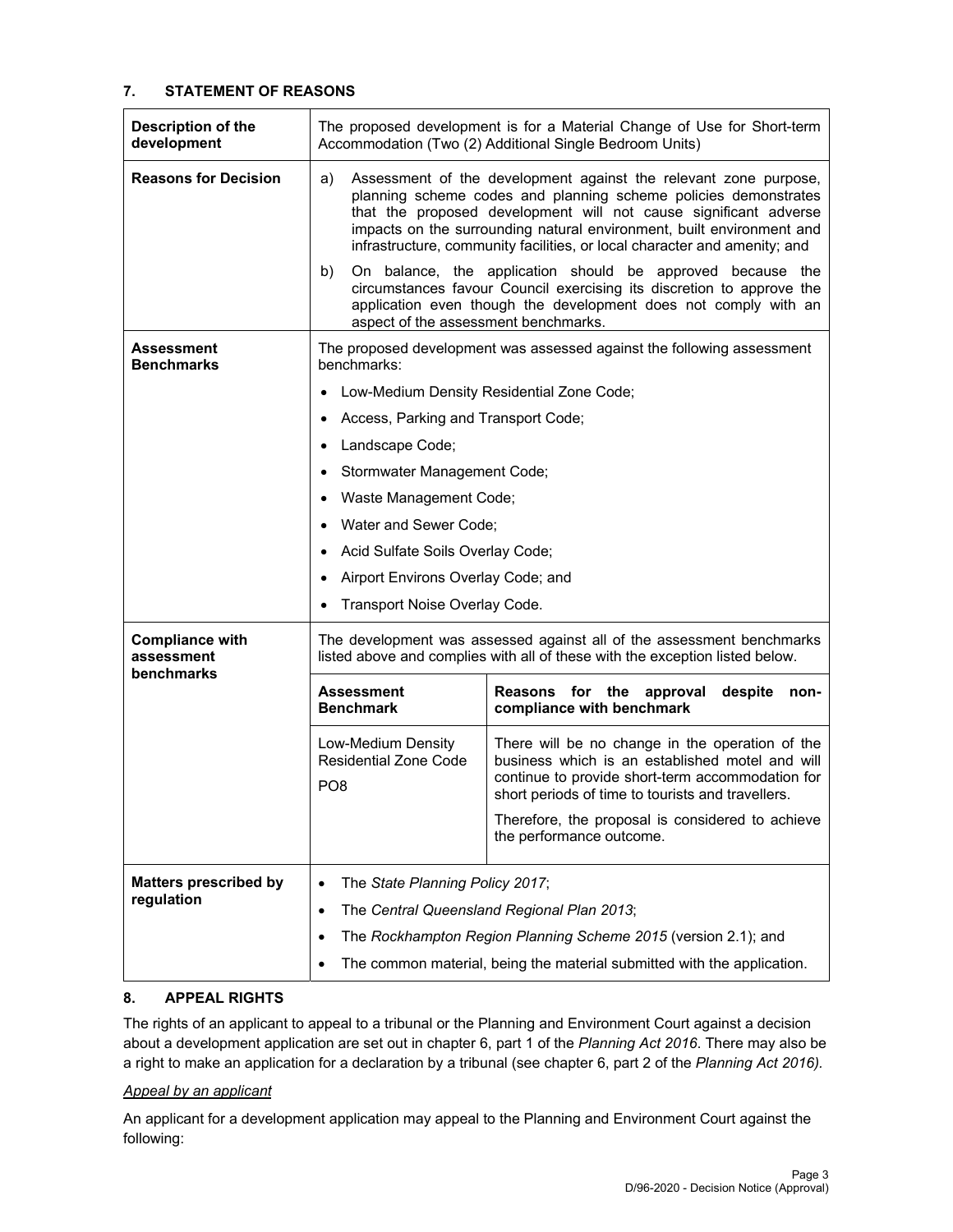## 7. STATEMENT OF REASONS

| | | |
|---|---|---|
| **Description of the development** | The proposed development is for a Material Change of Use for Short-term Accommodation (Two (2) Additional Single Bedroom Units) | |
| **Reasons for Decision** | a) Assessment of the development against the relevant zone purpose, planning scheme codes and planning scheme policies demonstrates that the proposed development will not cause significant adverse impacts on the surrounding natural environment, built environment and infrastructure, community facilities, or local character and amenity; and<br>b) On balance, the application should be approved because the circumstances favour Council exercising its discretion to approve the application even though the development does not comply with an aspect of the assessment benchmarks. | |
| **Assessment Benchmarks** | The proposed development was assessed against the following assessment benchmarks:<br>• Low-Medium Density Residential Zone Code;<br>• Access, Parking and Transport Code;<br>• Landscape Code;<br>• Stormwater Management Code;<br>• Waste Management Code;<br>• Water and Sewer Code;<br>• Acid Sulfate Soils Overlay Code;<br>• Airport Environs Overlay Code; and<br>• Transport Noise Overlay Code. | |
| **Compliance with assessment benchmarks** | The development was assessed against all of the assessment benchmarks listed above and complies with all of these with the exception listed below. | |
| | **Assessment Benchmark** | **Reasons for the approval despite non-compliance with benchmark** |
| | Low-Medium Density Residential Zone Code<br>PO8 | There will be no change in the operation of the business which is an established motel and will continue to provide short-term accommodation for short periods of time to tourists and travellers.<br>Therefore, the proposal is considered to achieve the performance outcome. |
| **Matters prescribed by regulation** | • The *State Planning Policy 2017*;<br>• The *Central Queensland Regional Plan 2013*;<br>• The *Rockhampton Region Planning Scheme 2015* (version 2.1); and<br>• The common material, being the material submitted with the application. | |

## 8. APPEAL RIGHTS

The rights of an applicant to appeal to a tribunal or the Planning and Environment Court against a decision about a development application are set out in chapter 6, part 1 of the *Planning Act 2016*. There may also be a right to make an application for a declaration by a tribunal (see chapter 6, part 2 of the *Planning Act 2016).*

*Appeal by an applicant*

An applicant for a development application may appeal to the Planning and Environment Court against the following: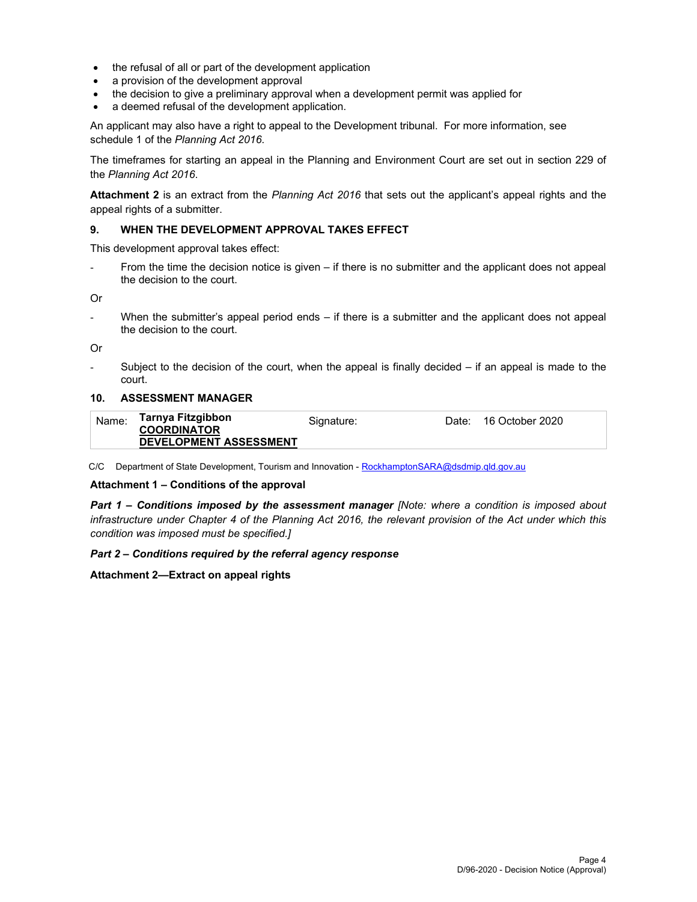- the refusal of all or part of the development application
- a provision of the development approval
- the decision to give a preliminary approval when a development permit was applied for
- a deemed refusal of the development application.

An applicant may also have a right to appeal to the Development tribunal. For more information, see schedule 1 of the *Planning Act 2016.*

The timeframes for starting an appeal in the Planning and Environment Court are set out in section 229 of the *Planning Act 2016*.

**Attachment 2** is an extract from the *Planning Act 2016* that sets out the applicant's appeal rights and the appeal rights of a submitter.

## 9. WHEN THE DEVELOPMENT APPROVAL TAKES EFFECT

This development approval takes effect:

- From the time the decision notice is given – if there is no submitter and the applicant does not appeal the decision to the court.

Or

- When the submitter's appeal period ends – if there is a submitter and the applicant does not appeal the decision to the court.

Or

- Subject to the decision of the court, when the appeal is finally decided – if an appeal is made to the court.

## 10. ASSESSMENT MANAGER

| Name: | **Tarnya Fitzgibbon** **COORDINATOR DEVELOPMENT ASSESSMENT** | Signature: | Date: | 16 October 2020 |
|---|---|---|---|---|

C/C Department of State Development, Tourism and Innovation - RockhamptonSARA@dsdmip.qld.gov.au

**Attachment 1 – Conditions of the approval**

***Part 1 – Conditions imposed by the assessment manager*** *[Note: where a condition is imposed about infrastructure under Chapter 4 of the Planning Act 2016, the relevant provision of the Act under which this condition was imposed must be specified.]*

***Part 2 – Conditions required by the referral agency response***

**Attachment 2—Extract on appeal rights**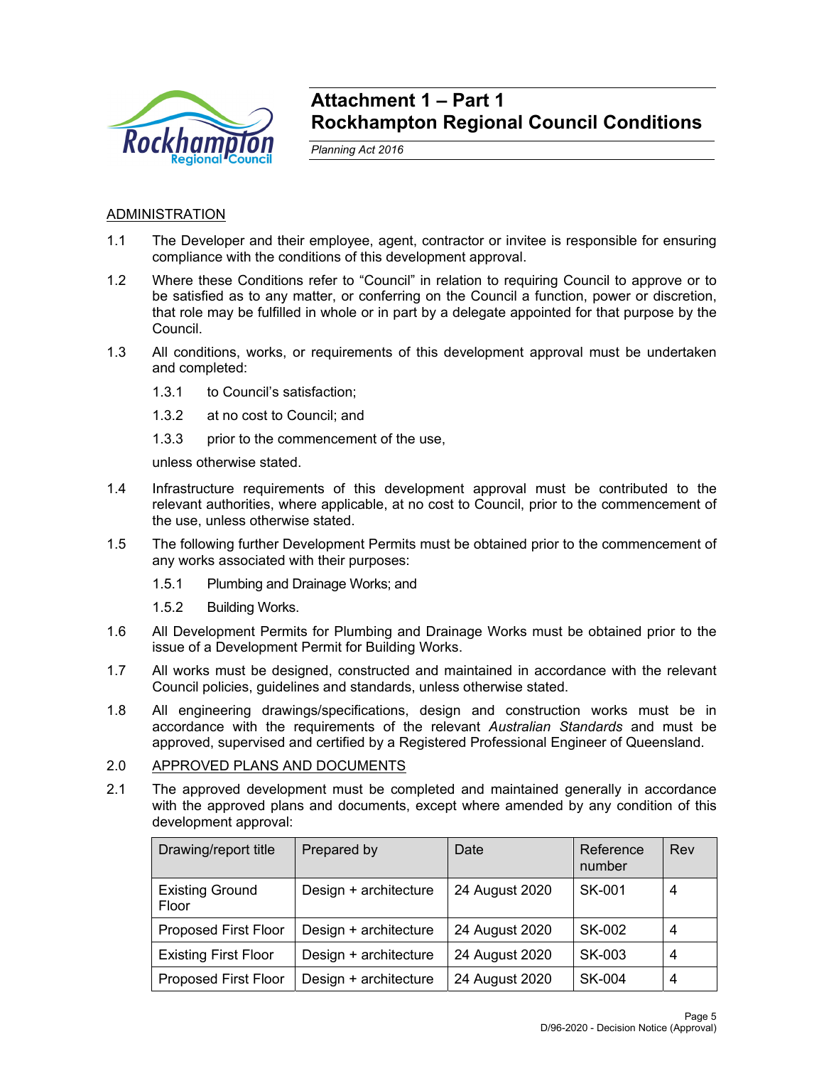# Attachment 1 – Part 1
# Rockhampton Regional Council Conditions

*Planning Act 2016*

## ADMINISTRATION

1.1 The Developer and their employee, agent, contractor or invitee is responsible for ensuring compliance with the conditions of this development approval.

1.2 Where these Conditions refer to "Council" in relation to requiring Council to approve or to be satisfied as to any matter, or conferring on the Council a function, power or discretion, that role may be fulfilled in whole or in part by a delegate appointed for that purpose by the Council.

1.3 All conditions, works, or requirements of this development approval must be undertaken and completed:

  1.3.1 to Council's satisfaction;

  1.3.2 at no cost to Council; and

  1.3.3 prior to the commencement of the use,

  unless otherwise stated.

1.4 Infrastructure requirements of this development approval must be contributed to the relevant authorities, where applicable, at no cost to Council, prior to the commencement of the use, unless otherwise stated.

1.5 The following further Development Permits must be obtained prior to the commencement of any works associated with their purposes:

  1.5.1 Plumbing and Drainage Works; and

  1.5.2 Building Works.

1.6 All Development Permits for Plumbing and Drainage Works must be obtained prior to the issue of a Development Permit for Building Works.

1.7 All works must be designed, constructed and maintained in accordance with the relevant Council policies, guidelines and standards, unless otherwise stated.

1.8 All engineering drawings/specifications, design and construction works must be in accordance with the requirements of the relevant *Australian Standards* and must be approved, supervised and certified by a Registered Professional Engineer of Queensland.

## 2.0 APPROVED PLANS AND DOCUMENTS

2.1 The approved development must be completed and maintained generally in accordance with the approved plans and documents, except where amended by any condition of this development approval:

| Drawing/report title | Prepared by | Date | Reference number | Rev |
|---|---|---|---|---|
| Existing Ground Floor | Design + architecture | 24 August 2020 | SK-001 | 4 |
| Proposed First Floor | Design + architecture | 24 August 2020 | SK-002 | 4 |
| Existing First Floor | Design + architecture | 24 August 2020 | SK-003 | 4 |
| Proposed First Floor | Design + architecture | 24 August 2020 | SK-004 | 4 |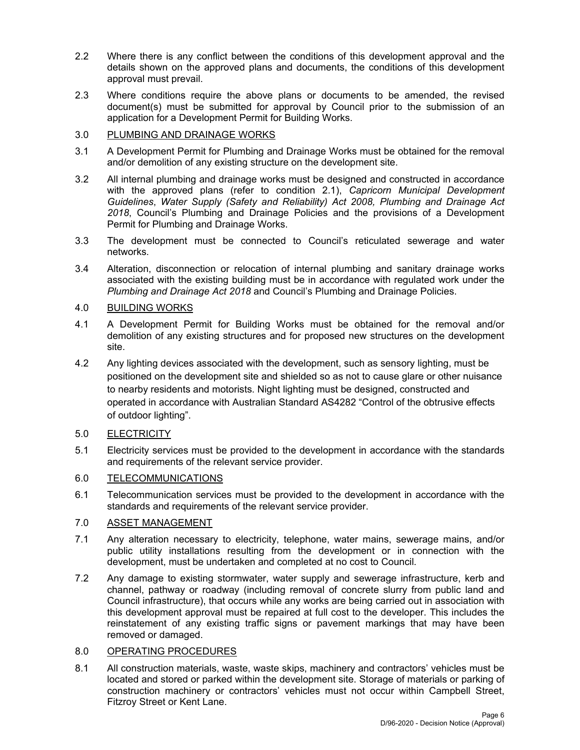2.2 Where there is any conflict between the conditions of this development approval and the details shown on the approved plans and documents, the conditions of this development approval must prevail.

2.3 Where conditions require the above plans or documents to be amended, the revised document(s) must be submitted for approval by Council prior to the submission of an application for a Development Permit for Building Works.

3.0 <u>PLUMBING AND DRAINAGE WORKS</u>

3.1 A Development Permit for Plumbing and Drainage Works must be obtained for the removal and/or demolition of any existing structure on the development site.

3.2 All internal plumbing and drainage works must be designed and constructed in accordance with the approved plans (refer to condition 2.1), *Capricorn Municipal Development Guidelines*, *Water Supply (Safety and Reliability) Act 2008, Plumbing and Drainage Act 2018*, Council's Plumbing and Drainage Policies and the provisions of a Development Permit for Plumbing and Drainage Works.

3.3 The development must be connected to Council's reticulated sewerage and water networks.

3.4 Alteration, disconnection or relocation of internal plumbing and sanitary drainage works associated with the existing building must be in accordance with regulated work under the *Plumbing and Drainage Act 2018* and Council's Plumbing and Drainage Policies.

4.0 <u>BUILDING WORKS</u>

4.1 A Development Permit for Building Works must be obtained for the removal and/or demolition of any existing structures and for proposed new structures on the development site.

4.2 Any lighting devices associated with the development, such as sensory lighting, must be positioned on the development site and shielded so as not to cause glare or other nuisance to nearby residents and motorists. Night lighting must be designed, constructed and operated in accordance with Australian Standard AS4282 "Control of the obtrusive effects of outdoor lighting".

5.0 <u>ELECTRICITY</u>

5.1 Electricity services must be provided to the development in accordance with the standards and requirements of the relevant service provider.

6.0 <u>TELECOMMUNICATIONS</u>

6.1 Telecommunication services must be provided to the development in accordance with the standards and requirements of the relevant service provider.

7.0 <u>ASSET MANAGEMENT</u>

7.1 Any alteration necessary to electricity, telephone, water mains, sewerage mains, and/or public utility installations resulting from the development or in connection with the development, must be undertaken and completed at no cost to Council.

7.2 Any damage to existing stormwater, water supply and sewerage infrastructure, kerb and channel, pathway or roadway (including removal of concrete slurry from public land and Council infrastructure), that occurs while any works are being carried out in association with this development approval must be repaired at full cost to the developer. This includes the reinstatement of any existing traffic signs or pavement markings that may have been removed or damaged.

8.0 <u>OPERATING PROCEDURES</u>

8.1 All construction materials, waste, waste skips, machinery and contractors' vehicles must be located and stored or parked within the development site. Storage of materials or parking of construction machinery or contractors' vehicles must not occur within Campbell Street, Fitzroy Street or Kent Lane.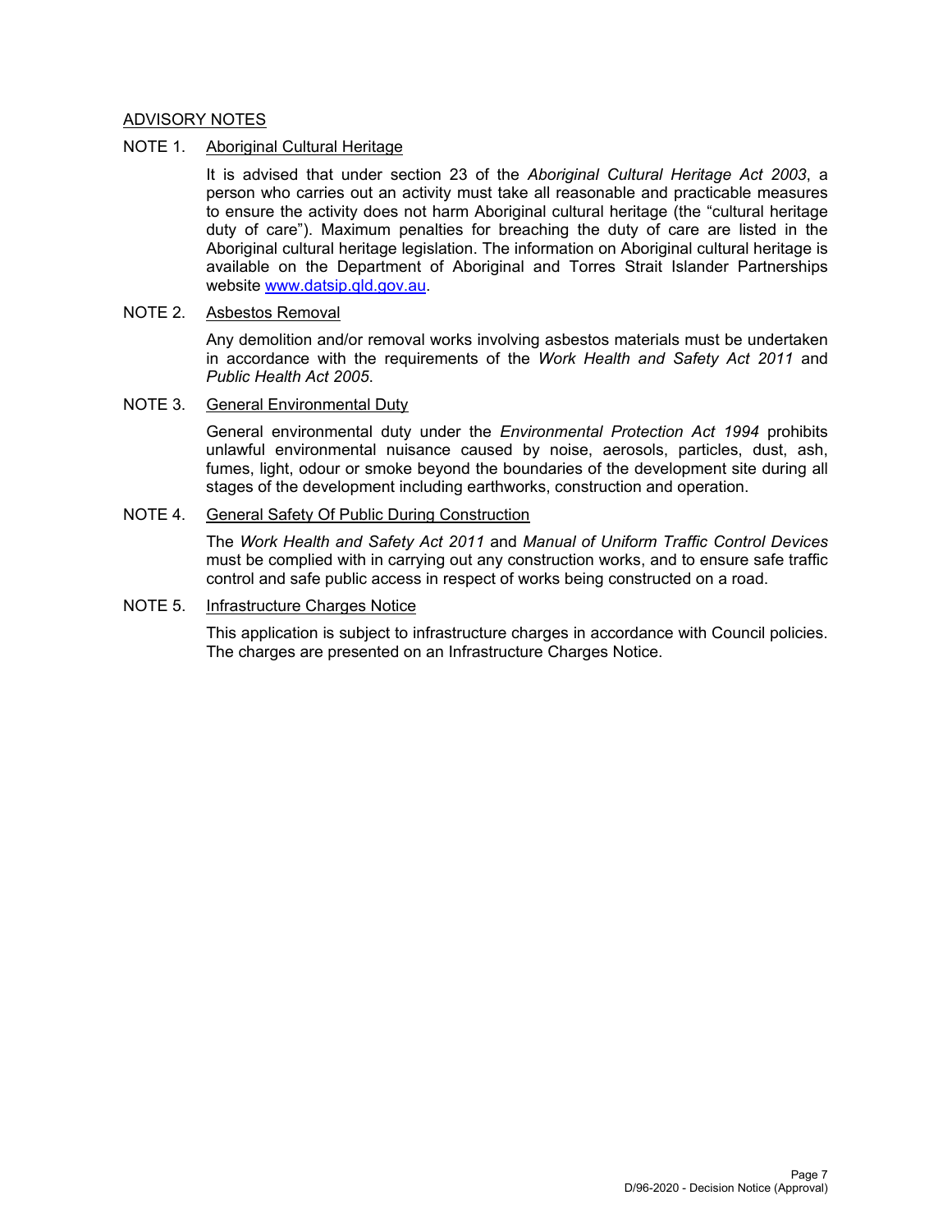## ADVISORY NOTES

### NOTE 1. Aboriginal Cultural Heritage

It is advised that under section 23 of the *Aboriginal Cultural Heritage Act 2003*, a person who carries out an activity must take all reasonable and practicable measures to ensure the activity does not harm Aboriginal cultural heritage (the "cultural heritage duty of care"). Maximum penalties for breaching the duty of care are listed in the Aboriginal cultural heritage legislation. The information on Aboriginal cultural heritage is available on the Department of Aboriginal and Torres Strait Islander Partnerships website [www.datsip.qld.gov.au](http://www.datsip.qld.gov.au).

### NOTE 2. Asbestos Removal

Any demolition and/or removal works involving asbestos materials must be undertaken in accordance with the requirements of the *Work Health and Safety Act 2011* and *Public Health Act 2005*.

### NOTE 3. General Environmental Duty

General environmental duty under the *Environmental Protection Act 1994* prohibits unlawful environmental nuisance caused by noise, aerosols, particles, dust, ash, fumes, light, odour or smoke beyond the boundaries of the development site during all stages of the development including earthworks, construction and operation.

### NOTE 4. General Safety Of Public During Construction

The *Work Health and Safety Act 2011* and *Manual of Uniform Traffic Control Devices* must be complied with in carrying out any construction works, and to ensure safe traffic control and safe public access in respect of works being constructed on a road.

### NOTE 5. Infrastructure Charges Notice

This application is subject to infrastructure charges in accordance with Council policies. The charges are presented on an Infrastructure Charges Notice.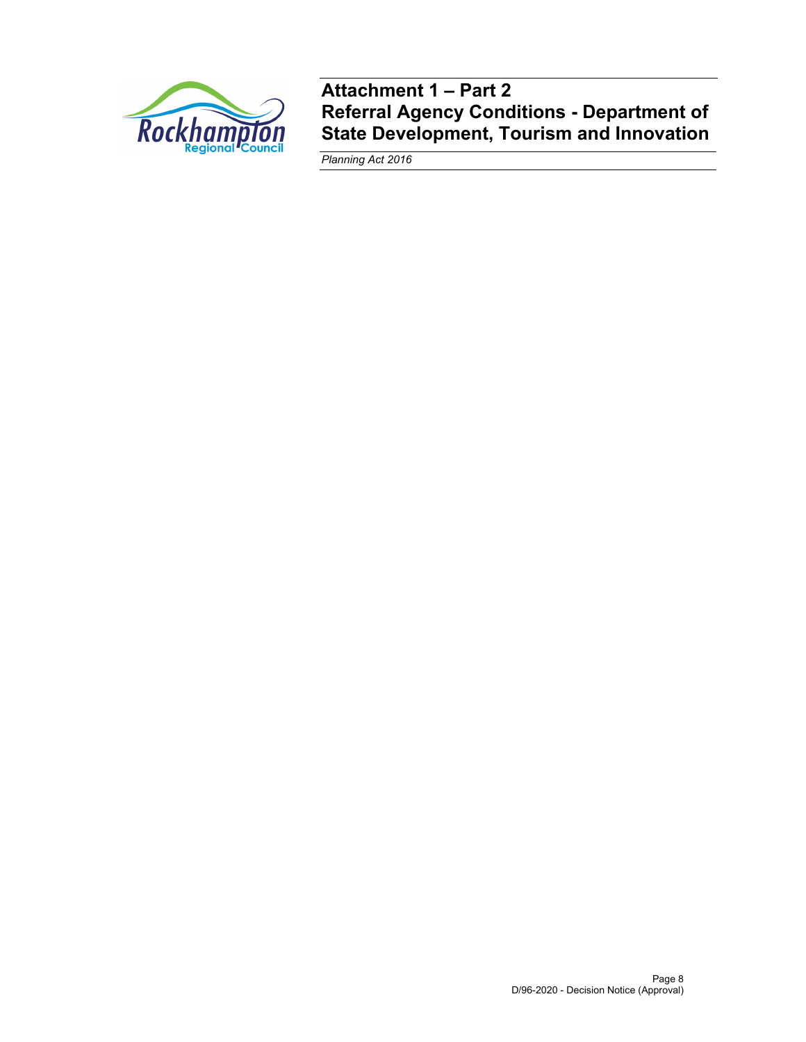# Attachment 1 – Part 2

# Referral Agency Conditions - Department of State Development, Tourism and Innovation

*Planning Act 2016*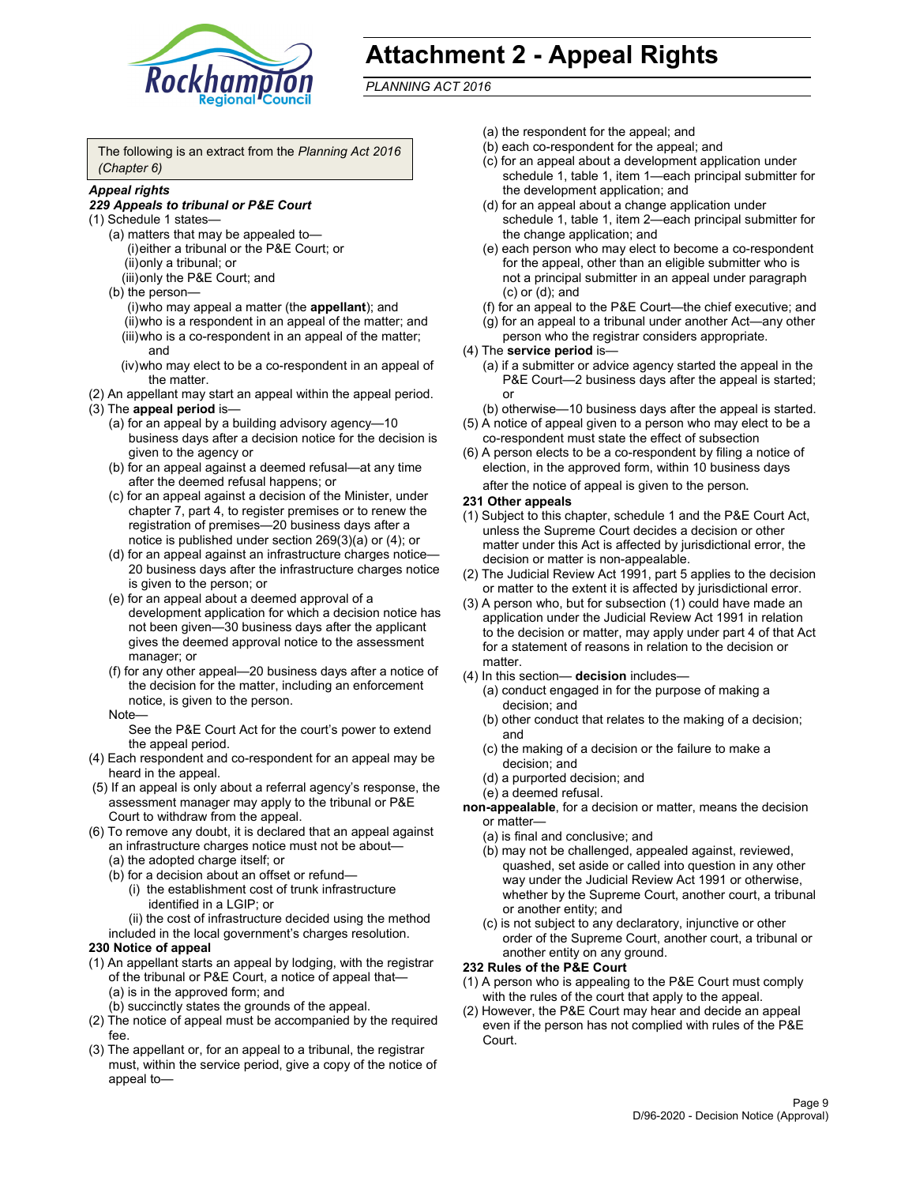# Attachment 2 - Appeal Rights

*PLANNING ACT 2016*

The following is an extract from the *Planning Act 2016 (Chapter 6)*

***Appeal rights***

***229 Appeals to tribunal or P&E Court***

(1) Schedule 1 states—
- (a) matters that may be appealed to—
  - (i) either a tribunal or the P&E Court; or
  - (ii) only a tribunal; or
  - (iii) only the P&E Court; and
- (b) the person—
  - (i) who may appeal a matter (the **appellant**); and
  - (ii) who is a respondent in an appeal of the matter; and
  - (iii) who is a co-respondent in an appeal of the matter; and
  - (iv) who may elect to be a co-respondent in an appeal of the matter.

(2) An appellant may start an appeal within the appeal period.

(3) The **appeal period** is—
- (a) for an appeal by a building advisory agency—10 business days after a decision notice for the decision is given to the agency or
- (b) for an appeal against a deemed refusal—at any time after the deemed refusal happens; or
- (c) for an appeal against a decision of the Minister, under chapter 7, part 4, to register premises or to renew the registration of premises—20 business days after a notice is published under section 269(3)(a) or (4); or
- (d) for an appeal against an infrastructure charges notice—20 business days after the infrastructure charges notice is given to the person; or
- (e) for an appeal about a deemed approval of a development application for which a decision notice has not been given—30 business days after the applicant gives the deemed approval notice to the assessment manager; or
- (f) for any other appeal—20 business days after a notice of the decision for the matter, including an enforcement notice, is given to the person.

Note—

See the P&E Court Act for the court's power to extend the appeal period.

(4) Each respondent and co-respondent for an appeal may be heard in the appeal.

(5) If an appeal is only about a referral agency's response, the assessment manager may apply to the tribunal or P&E Court to withdraw from the appeal.

(6) To remove any doubt, it is declared that an appeal against an infrastructure charges notice must not be about—
- (a) the adopted charge itself; or
- (b) for a decision about an offset or refund—
  - (i) the establishment cost of trunk infrastructure identified in a LGIP; or
  - (ii) the cost of infrastructure decided using the method included in the local government's charges resolution.

**230 Notice of appeal**

(1) An appellant starts an appeal by lodging, with the registrar of the tribunal or P&E Court, a notice of appeal that—
- (a) is in the approved form; and
- (b) succinctly states the grounds of the appeal.

(2) The notice of appeal must be accompanied by the required fee.

(3) The appellant or, for an appeal to a tribunal, the registrar must, within the service period, give a copy of the notice of appeal to—
- (a) the respondent for the appeal; and
- (b) each co-respondent for the appeal; and
- (c) for an appeal about a development application under schedule 1, table 1, item 1—each principal submitter for the development application; and
- (d) for an appeal about a change application under schedule 1, table 1, item 2—each principal submitter for the change application; and
- (e) each person who may elect to become a co-respondent for the appeal, other than an eligible submitter who is not a principal submitter in an appeal under paragraph (c) or (d); and
- (f) for an appeal to the P&E Court—the chief executive; and
- (g) for an appeal to a tribunal under another Act—any other person who the registrar considers appropriate.

(4) The **service period** is—
- (a) if a submitter or advice agency started the appeal in the P&E Court—2 business days after the appeal is started; or
- (b) otherwise—10 business days after the appeal is started.

(5) A notice of appeal given to a person who may elect to be a co-respondent must state the effect of subsection

(6) A person elects to be a co-respondent by filing a notice of election, in the approved form, within 10 business days after the notice of appeal is given to the person.

**231 Other appeals**

(1) Subject to this chapter, schedule 1 and the P&E Court Act, unless the Supreme Court decides a decision or other matter under this Act is affected by jurisdictional error, the decision or matter is non-appealable.

(2) The Judicial Review Act 1991, part 5 applies to the decision or matter to the extent it is affected by jurisdictional error.

(3) A person who, but for subsection (1) could have made an application under the Judicial Review Act 1991 in relation to the decision or matter, may apply under part 4 of that Act for a statement of reasons in relation to the decision or matter.

(4) In this section— **decision** includes—
- (a) conduct engaged in for the purpose of making a decision; and
- (b) other conduct that relates to the making of a decision; and
- (c) the making of a decision or the failure to make a decision; and
- (d) a purported decision; and
- (e) a deemed refusal.

**non-appealable**, for a decision or matter, means the decision or matter—
- (a) is final and conclusive; and
- (b) may not be challenged, appealed against, reviewed, quashed, set aside or called into question in any other way under the Judicial Review Act 1991 or otherwise, whether by the Supreme Court, another court, a tribunal or another entity; and
- (c) is not subject to any declaratory, injunctive or other order of the Supreme Court, another court, a tribunal or another entity on any ground.

**232 Rules of the P&E Court**

(1) A person who is appealing to the P&E Court must comply with the rules of the court that apply to the appeal.

(2) However, the P&E Court may hear and decide an appeal even if the person has not complied with rules of the P&E Court.

D/96-2020 - Decision Notice (Approval)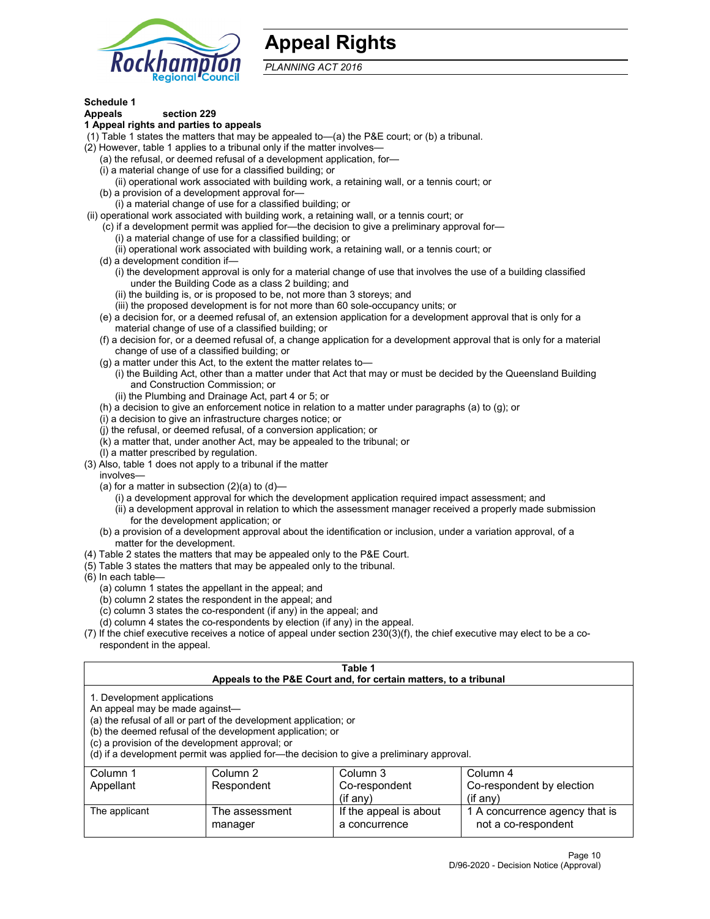# Appeal Rights

*PLANNING ACT 2016*

**Schedule 1**
**Appeals section 229**
**1 Appeal rights and parties to appeals**

(1) Table 1 states the matters that may be appealed to—(a) the P&E court; or (b) a tribunal.

(2) However, table 1 applies to a tribunal only if the matter involves—

(a) the refusal, or deemed refusal of a development application, for—

(i) a material change of use for a classified building; or

(ii) operational work associated with building work, a retaining wall, or a tennis court; or

(b) a provision of a development approval for—

(i) a material change of use for a classified building; or

(ii) operational work associated with building work, a retaining wall, or a tennis court; or

(c) if a development permit was applied for—the decision to give a preliminary approval for—

(i) a material change of use for a classified building; or

(ii) operational work associated with building work, a retaining wall, or a tennis court; or

(d) a development condition if—

(i) the development approval is only for a material change of use that involves the use of a building classified under the Building Code as a class 2 building; and

(ii) the building is, or is proposed to be, not more than 3 storeys; and

(iii) the proposed development is for not more than 60 sole-occupancy units; or

(e) a decision for, or a deemed refusal of, an extension application for a development approval that is only for a material change of use of a classified building; or

(f) a decision for, or a deemed refusal of, a change application for a development approval that is only for a material change of use of a classified building; or

(g) a matter under this Act, to the extent the matter relates to—

(i) the Building Act, other than a matter under that Act that may or must be decided by the Queensland Building and Construction Commission; or

(ii) the Plumbing and Drainage Act, part 4 or 5; or

(h) a decision to give an enforcement notice in relation to a matter under paragraphs (a) to (g); or

(i) a decision to give an infrastructure charges notice; or

(j) the refusal, or deemed refusal, of a conversion application; or

(k) a matter that, under another Act, may be appealed to the tribunal; or

(l) a matter prescribed by regulation.

(3) Also, table 1 does not apply to a tribunal if the matter involves—

(a) for a matter in subsection (2)(a) to (d)—

(i) a development approval for which the development application required impact assessment; and

(ii) a development approval in relation to which the assessment manager received a properly made submission for the development application; or

(b) a provision of a development approval about the identification or inclusion, under a variation approval, of a matter for the development.

(4) Table 2 states the matters that may be appealed only to the P&E Court.

(5) Table 3 states the matters that may be appealed only to the tribunal.

(6) In each table—

(a) column 1 states the appellant in the appeal; and

(b) column 2 states the respondent in the appeal; and

(c) column 3 states the co-respondent (if any) in the appeal; and

(d) column 4 states the co-respondents by election (if any) in the appeal.

(7) If the chief executive receives a notice of appeal under section 230(3)(f), the chief executive may elect to be a co-respondent in the appeal.

**Table 1**
**Appeals to the P&E Court and, for certain matters, to a tribunal**

1. Development applications
An appeal may be made against—
(a) the refusal of all or part of the development application; or
(b) the deemed refusal of the development application; or
(c) a provision of the development approval; or
(d) if a development permit was applied for—the decision to give a preliminary approval.

| Column 1<br>Appellant | Column 2<br>Respondent | Column 3<br>Co-respondent<br>(if any) | Column 4<br>Co-respondent by election<br>(if any) |
|---|---|---|---|
| The applicant | The assessment manager | If the appeal is about a concurrence | 1 A concurrence agency that is not a co-respondent |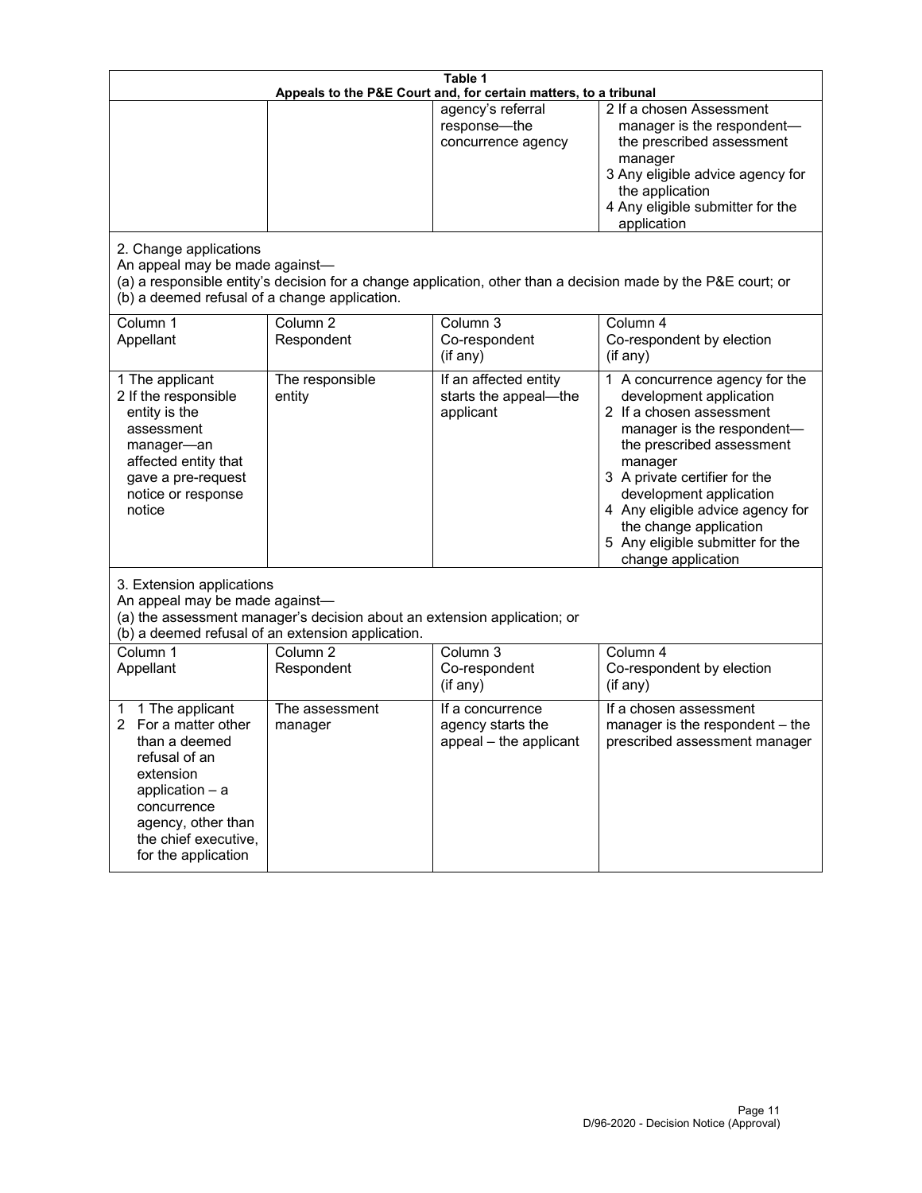**Table 1**
**Appeals to the P&E Court and, for certain matters, to a tribunal**

| | | | |
|---|---|---|---|
| | | agency's referral response—the concurrence agency | 2 If a chosen Assessment manager is the respondent—the prescribed assessment manager<br>3 Any eligible advice agency for the application<br>4 Any eligible submitter for the application |

2. Change applications
An appeal may be made against—
(a) a responsible entity's decision for a change application, other than a decision made by the P&E court; or
(b) a deemed refusal of a change application.

| Column 1<br>Appellant | Column 2<br>Respondent | Column 3<br>Co-respondent<br>(if any) | Column 4<br>Co-respondent by election<br>(if any) |
|---|---|---|---|
| 1 The applicant<br>2 If the responsible entity is the assessment manager—an affected entity that gave a pre-request notice or response notice | The responsible entity | If an affected entity starts the appeal—the applicant | 1 A concurrence agency for the development application<br>2 If a chosen assessment manager is the respondent—the prescribed assessment manager<br>3 A private certifier for the development application<br>4 Any eligible advice agency for the change application<br>5 Any eligible submitter for the change application |

3. Extension applications
An appeal may be made against—
(a) the assessment manager's decision about an extension application; or
(b) a deemed refusal of an extension application.

| Column 1<br>Appellant | Column 2<br>Respondent | Column 3<br>Co-respondent<br>(if any) | Column 4<br>Co-respondent by election<br>(if any) |
|---|---|---|---|
| 1 The applicant<br>2 For a matter other than a deemed refusal of an extension application – a concurrence agency, other than the chief executive, for the application | The assessment manager | If a concurrence agency starts the appeal – the applicant | If a chosen assessment manager is the respondent – the prescribed assessment manager |

D/96-2020 - Decision Notice (Approval)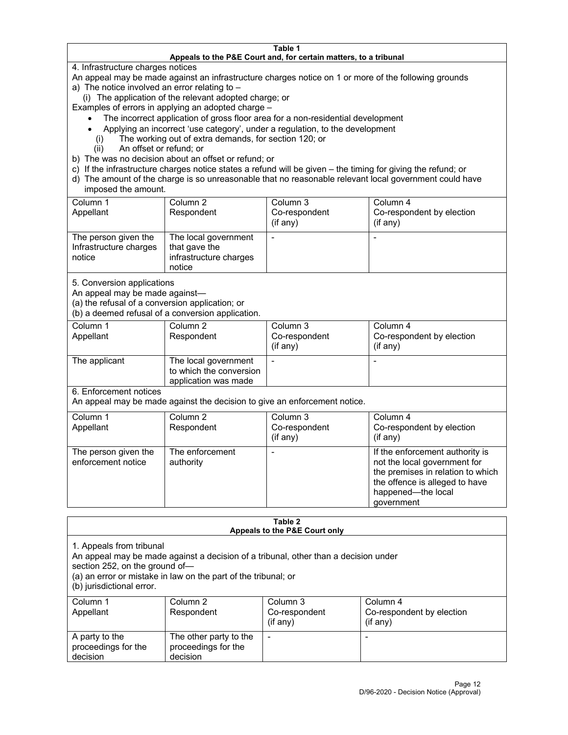**Table 1**
**Appeals to the P&E Court and, for certain matters, to a tribunal**

4. Infrastructure charges notices

An appeal may be made against an infrastructure charges notice on 1 or more of the following grounds

a) The notice involved an error relating to –

(i) The application of the relevant adopted charge; or

Examples of errors in applying an adopted charge –

- The incorrect application of gross floor area for a non-residential development
- Applying an incorrect 'use category', under a regulation, to the development

(i) The working out of extra demands, for section 120; or

(ii) An offset or refund; or

b) The was no decision about an offset or refund; or

c) If the infrastructure charges notice states a refund will be given – the timing for giving the refund; or

d) The amount of the charge is so unreasonable that no reasonable relevant local government could have imposed the amount.

| Column 1 Appellant | Column 2 Respondent | Column 3 Co-respondent (if any) | Column 4 Co-respondent by election (if any) |
|---|---|---|---|
| The person given the Infrastructure charges notice | The local government that gave the infrastructure charges notice | - | - |

5. Conversion applications

An appeal may be made against—

(a) the refusal of a conversion application; or

(b) a deemed refusal of a conversion application.

| Column 1 Appellant | Column 2 Respondent | Column 3 Co-respondent (if any) | Column 4 Co-respondent by election (if any) |
|---|---|---|---|
| The applicant | The local government to which the conversion application was made | - | - |

6. Enforcement notices

An appeal may be made against the decision to give an enforcement notice.

| Column 1 Appellant | Column 2 Respondent | Column 3 Co-respondent (if any) | Column 4 Co-respondent by election (if any) |
|---|---|---|---|
| The person given the enforcement notice | The enforcement authority | - | If the enforcement authority is not the local government for the premises in relation to which the offence is alleged to have happened—the local government |

**Table 2**
**Appeals to the P&E Court only**

1. Appeals from tribunal

An appeal may be made against a decision of a tribunal, other than a decision under section 252, on the ground of—

(a) an error or mistake in law on the part of the tribunal; or

(b) jurisdictional error.

| Column 1 Appellant | Column 2 Respondent | Column 3 Co-respondent (if any) | Column 4 Co-respondent by election (if any) |
|---|---|---|---|
| A party to the proceedings for the decision | The other party to the proceedings for the decision | - | - |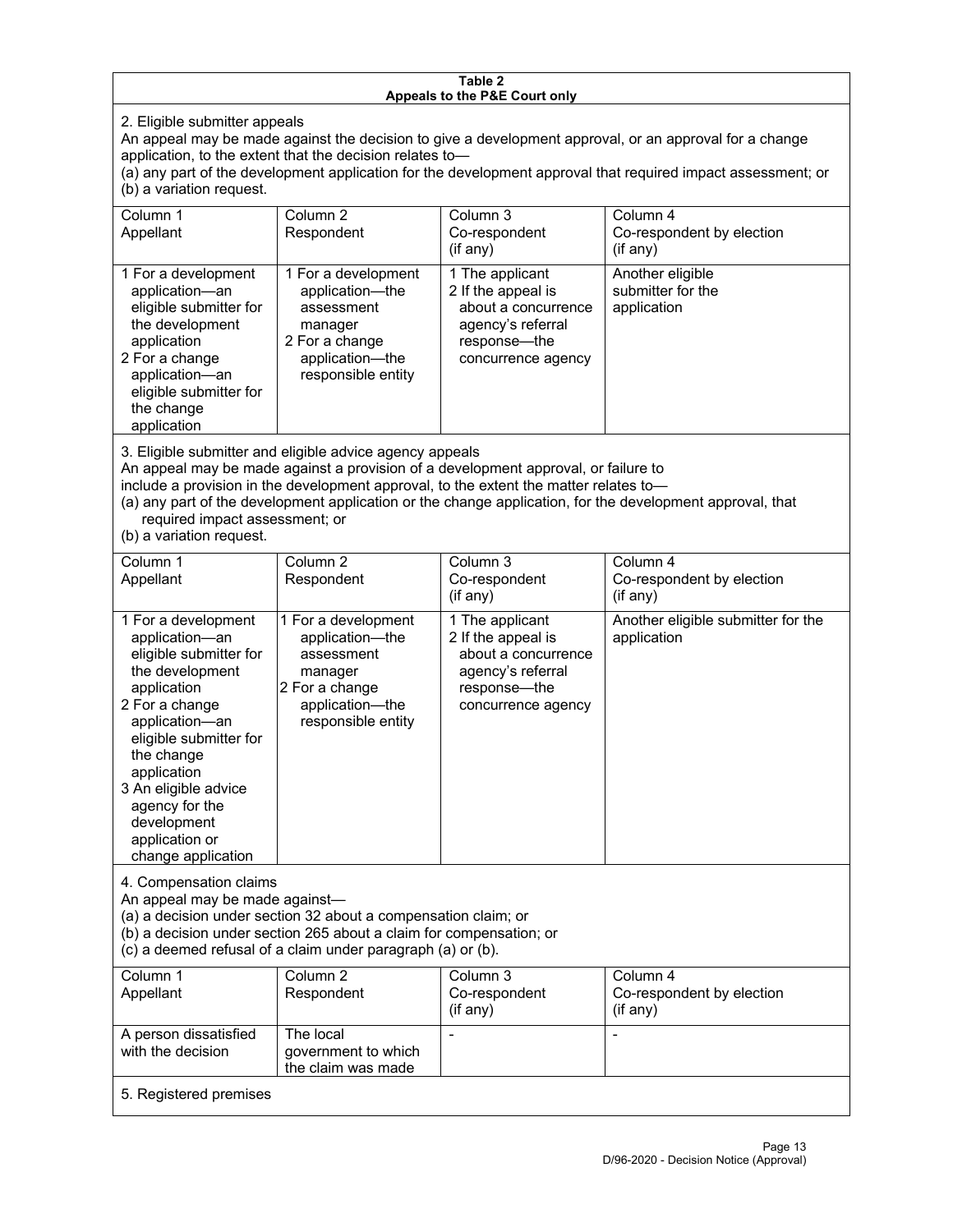**Table 2**
**Appeals to the P&E Court only**

2. Eligible submitter appeals

An appeal may be made against the decision to give a development approval, or an approval for a change application, to the extent that the decision relates to—

(a) any part of the development application for the development approval that required impact assessment; or

(b) a variation request.

| Column 1<br>Appellant | Column 2<br>Respondent | Column 3<br>Co-respondent<br>(if any) | Column 4<br>Co-respondent by election<br>(if any) |
|---|---|---|---|
| 1 For a development application—an eligible submitter for the development application<br>2 For a change application—an eligible submitter for the change application | 1 For a development application—the assessment manager<br>2 For a change application—the responsible entity | 1 The applicant<br>2 If the appeal is about a concurrence agency's referral response—the concurrence agency | Another eligible submitter for the application |

3. Eligible submitter and eligible advice agency appeals

An appeal may be made against a provision of a development approval, or failure to include a provision in the development approval, to the extent the matter relates to—

(a) any part of the development application or the change application, for the development approval, that required impact assessment; or

(b) a variation request.

| Column 1<br>Appellant | Column 2<br>Respondent | Column 3<br>Co-respondent<br>(if any) | Column 4<br>Co-respondent by election<br>(if any) |
|---|---|---|---|
| 1 For a development application—an eligible submitter for the development application<br>2 For a change application—an eligible submitter for the change application<br>3 An eligible advice agency for the development application or change application | 1 For a development application—the assessment manager<br>2 For a change application—the responsible entity | 1 The applicant<br>2 If the appeal is about a concurrence agency's referral response—the concurrence agency | Another eligible submitter for the application |

4. Compensation claims

An appeal may be made against—

(a) a decision under section 32 about a compensation claim; or

(b) a decision under section 265 about a claim for compensation; or

(c) a deemed refusal of a claim under paragraph (a) or (b).

| Column 1<br>Appellant | Column 2<br>Respondent | Column 3<br>Co-respondent<br>(if any) | Column 4<br>Co-respondent by election<br>(if any) |
|---|---|---|---|
| A person dissatisfied with the decision | The local government to which the claim was made | - | - |

5. Registered premises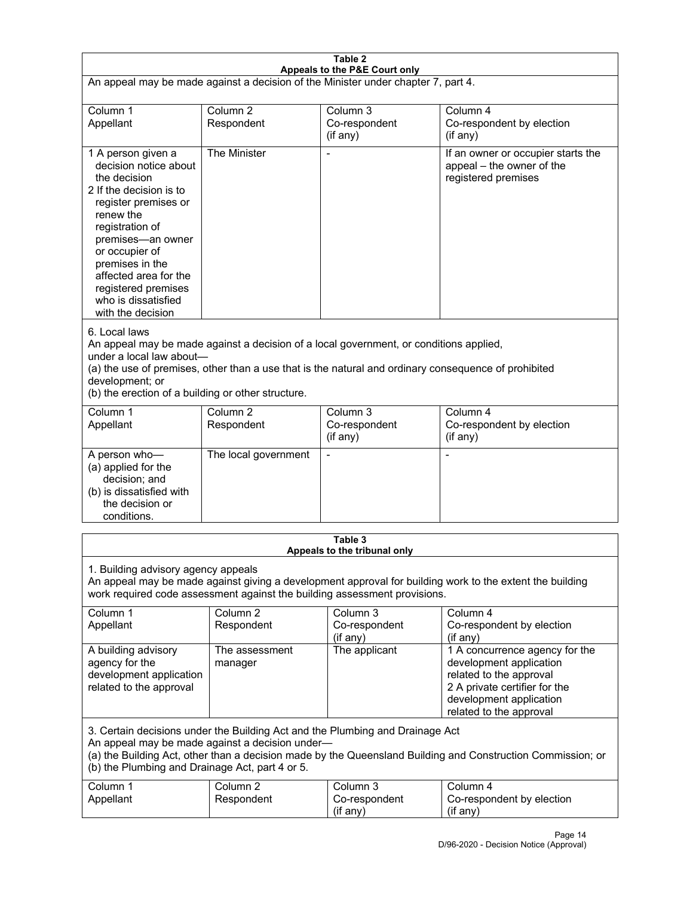**Table 2**
**Appeals to the P&E Court only**

An appeal may be made against a decision of the Minister under chapter 7, part 4.

| Column 1<br>Appellant | Column 2<br>Respondent | Column 3<br>Co-respondent<br>(if any) | Column 4<br>Co-respondent by election<br>(if any) |
|---|---|---|---|
| 1 A person given a decision notice about the decision<br>2 If the decision is to register premises or renew the registration of premises—an owner or occupier of premises in the affected area for the registered premises who is dissatisfied with the decision | The Minister | - | If an owner or occupier starts the appeal – the owner of the registered premises |

6. Local laws

An appeal may be made against a decision of a local government, or conditions applied, under a local law about—

(a) the use of premises, other than a use that is the natural and ordinary consequence of prohibited development; or

(b) the erection of a building or other structure.

| Column 1<br>Appellant | Column 2<br>Respondent | Column 3<br>Co-respondent<br>(if any) | Column 4<br>Co-respondent by election<br>(if any) |
|---|---|---|---|
| A person who—<br>(a) applied for the decision; and<br>(b) is dissatisfied with the decision or conditions. | The local government | - | - |

**Table 3**
**Appeals to the tribunal only**

1. Building advisory agency appeals

An appeal may be made against giving a development approval for building work to the extent the building work required code assessment against the building assessment provisions.

| Column 1<br>Appellant | Column 2<br>Respondent | Column 3<br>Co-respondent<br>(if any) | Column 4<br>Co-respondent by election<br>(if any) |
|---|---|---|---|
| A building advisory agency for the development application related to the approval | The assessment manager | The applicant | 1 A concurrence agency for the development application related to the approval<br>2 A private certifier for the development application related to the approval |

3. Certain decisions under the Building Act and the Plumbing and Drainage Act

An appeal may be made against a decision under—

(a) the Building Act, other than a decision made by the Queensland Building and Construction Commission; or

(b) the Plumbing and Drainage Act, part 4 or 5.

| Column 1<br>Appellant | Column 2<br>Respondent | Column 3<br>Co-respondent<br>(if any) | Column 4<br>Co-respondent by election<br>(if any) |
|---|---|---|---|

D/96-2020 - Decision Notice (Approval)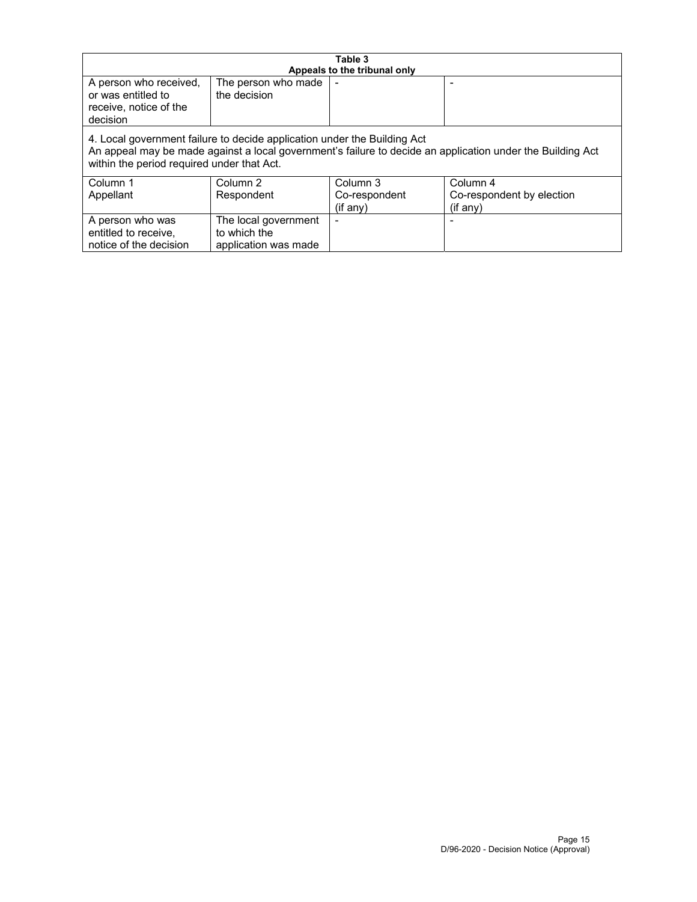**Table 3**
**Appeals to the tribunal only**

| | | | |
|---|---|---|---|
| A person who received, or was entitled to receive, notice of the decision | The person who made the decision | - | - |

4. Local government failure to decide application under the Building Act
An appeal may be made against a local government's failure to decide an application under the Building Act within the period required under that Act.

| Column 1<br>Appellant | Column 2<br>Respondent | Column 3<br>Co-respondent<br>(if any) | Column 4<br>Co-respondent by election<br>(if any) |
|---|---|---|---|
| A person who was entitled to receive, notice of the decision | The local government to which the application was made | - | - |

D/96-2020 - Decision Notice (Approval)